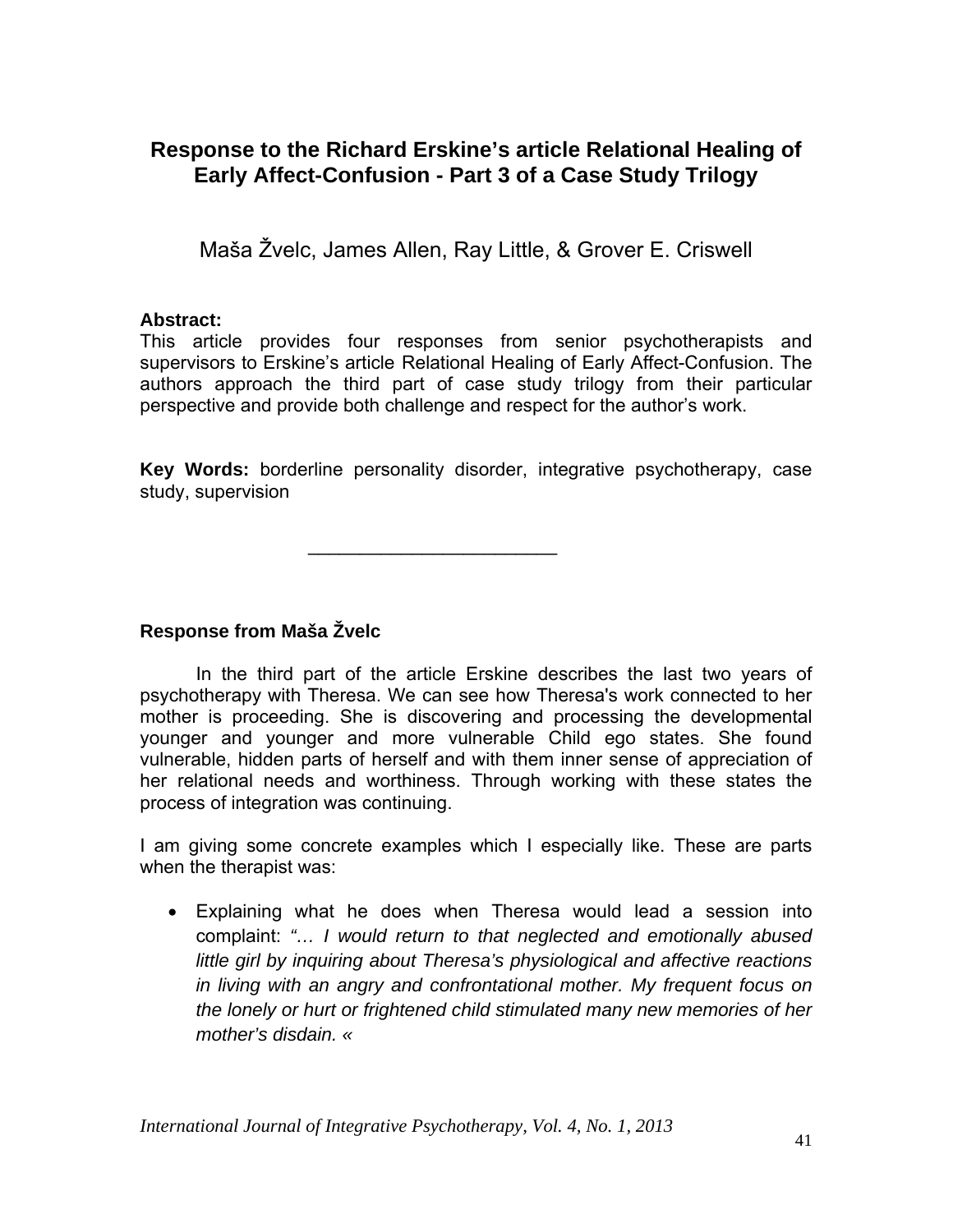# Response to the Richard Erskine's article Relational Healing of Early Affect-Confusion - Part 3 of a Case Study Trilogy

Maša Žvelc, James Allen, Ray Little, & Grover E. Criswell

**Abstract:**
This article provides four responses from senior psychotherapists and supervisors to Erskine's article Relational Healing of Early Affect-Confusion. The authors approach the third part of case study trilogy from their particular perspective and provide both challenge and respect for the author's work.

**Key Words:** borderline personality disorder, integrative psychotherapy, case study, supervision

---

## Response from Maša Žvelc

In the third part of the article Erskine describes the last two years of psychotherapy with Theresa. We can see how Theresa's work connected to her mother is proceeding. She is discovering and processing the developmental younger and younger and more vulnerable Child ego states. She found vulnerable, hidden parts of herself and with them inner sense of appreciation of her relational needs and worthiness. Through working with these states the process of integration was continuing.

I am giving some concrete examples which I especially like. These are parts when the therapist was:

- Explaining what he does when Theresa would lead a session into complaint: *"... I would return to that neglected and emotionally abused little girl by inquiring about Theresa's physiological and affective reactions in living with an angry and confrontational mother. My frequent focus on the lonely or hurt or frightened child stimulated many new memories of her mother's disdain. «*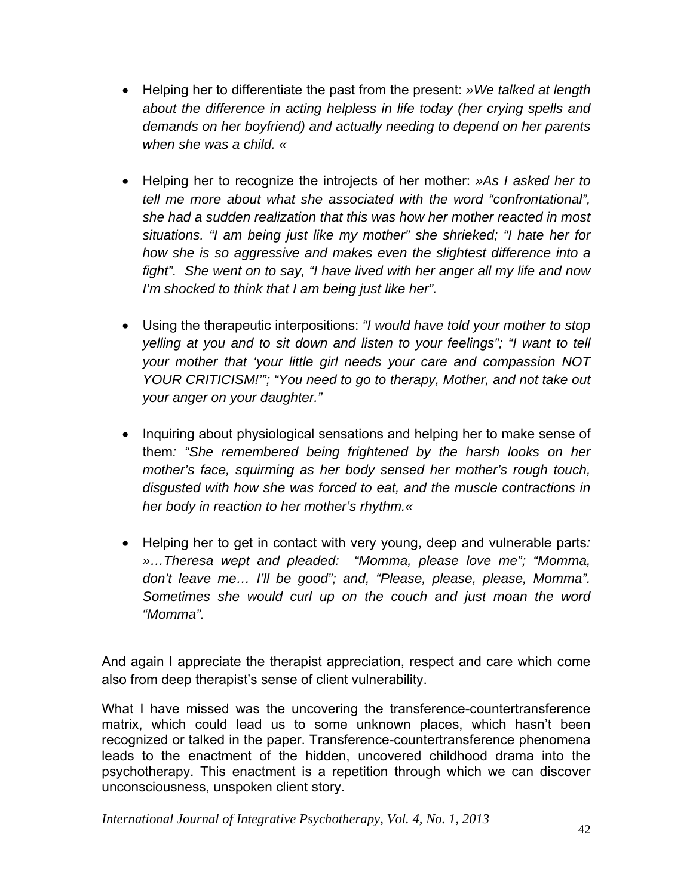- Helping her to differentiate the past from the present: *»We talked at length about the difference in acting helpless in life today (her crying spells and demands on her boyfriend) and actually needing to depend on her parents when she was a child. «*

- Helping her to recognize the introjects of her mother: *»As I asked her to tell me more about what she associated with the word "confrontational", she had a sudden realization that this was how her mother reacted in most situations. "I am being just like my mother" she shrieked; "I hate her for how she is so aggressive and makes even the slightest difference into a fight". She went on to say, "I have lived with her anger all my life and now I'm shocked to think that I am being just like her".*

- Using the therapeutic interpositions: *"I would have told your mother to stop yelling at you and to sit down and listen to your feelings"; "I want to tell your mother that 'your little girl needs your care and compassion NOT YOUR CRITICISM!'"; "You need to go to therapy, Mother, and not take out your anger on your daughter."*

- Inquiring about physiological sensations and helping her to make sense of them*: "She remembered being frightened by the harsh looks on her mother's face, squirming as her body sensed her mother's rough touch, disgusted with how she was forced to eat, and the muscle contractions in her body in reaction to her mother's rhythm.«*

- Helping her to get in contact with very young, deep and vulnerable parts*: »…Theresa wept and pleaded: "Momma, please love me"; "Momma, don't leave me… I'll be good"; and, "Please, please, please, Momma". Sometimes she would curl up on the couch and just moan the word "Momma".*

And again I appreciate the therapist appreciation, respect and care which come also from deep therapist's sense of client vulnerability.

What I have missed was the uncovering the transference-countertransference matrix, which could lead us to some unknown places, which hasn't been recognized or talked in the paper. Transference-countertransference phenomena leads to the enactment of the hidden, uncovered childhood drama into the psychotherapy. This enactment is a repetition through which we can discover unconsciousness, unspoken client story.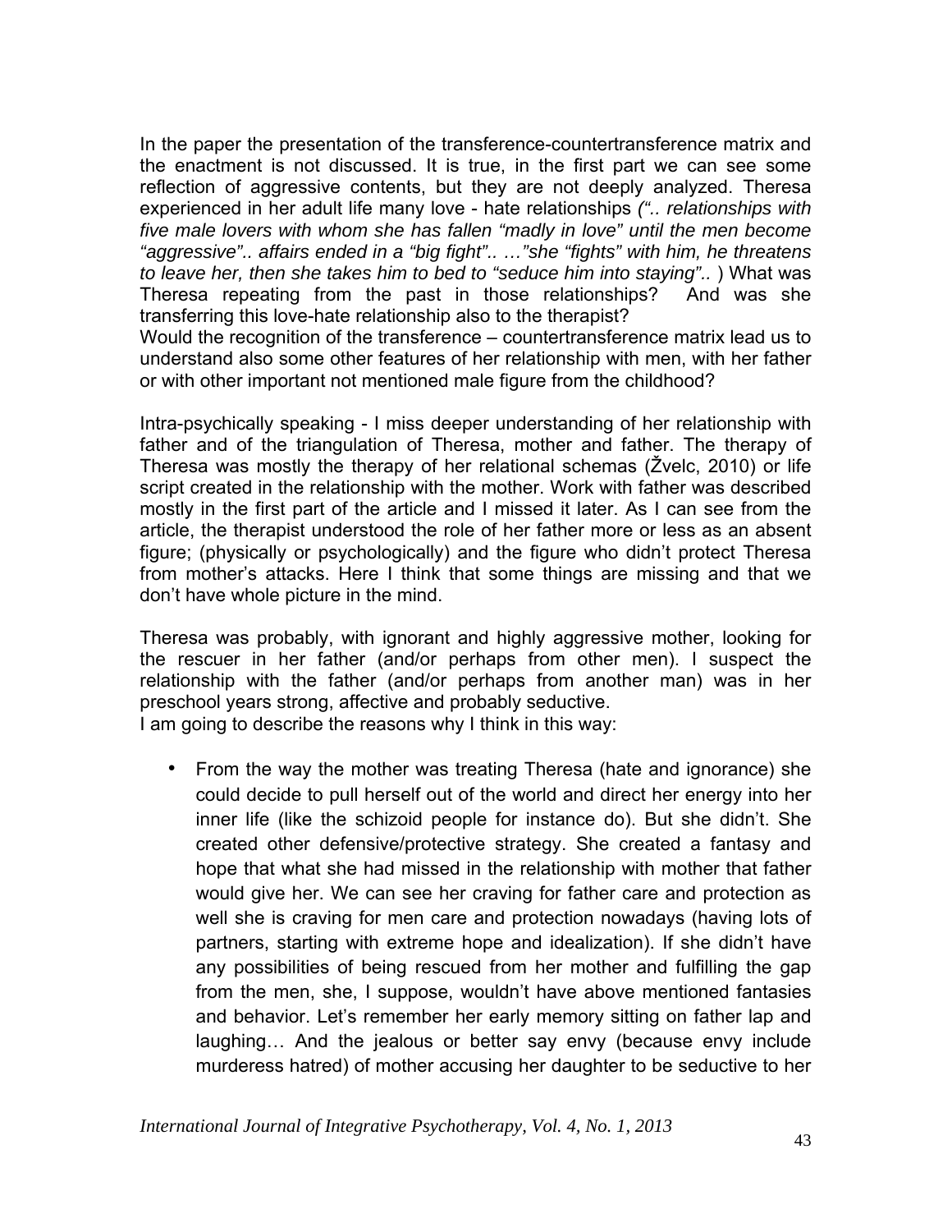In the paper the presentation of the transference-countertransference matrix and the enactment is not discussed. It is true, in the first part we can see some reflection of aggressive contents, but they are not deeply analyzed. Theresa experienced in her adult life many love - hate relationships *(".. relationships with five male lovers with whom she has fallen "madly in love" until the men become "aggressive".. affairs ended in a "big fight".. …"she "fights" with him, he threatens to leave her, then she takes him to bed to "seduce him into staying"..* ) What was Theresa repeating from the past in those relationships? And was she transferring this love-hate relationship also to the therapist?
Would the recognition of the transference – countertransference matrix lead us to understand also some other features of her relationship with men, with her father or with other important not mentioned male figure from the childhood?

Intra-psychically speaking - I miss deeper understanding of her relationship with father and of the triangulation of Theresa, mother and father. The therapy of Theresa was mostly the therapy of her relational schemas (Žvelc, 2010) or life script created in the relationship with the mother. Work with father was described mostly in the first part of the article and I missed it later. As I can see from the article, the therapist understood the role of her father more or less as an absent figure; (physically or psychologically) and the figure who didn't protect Theresa from mother's attacks. Here I think that some things are missing and that we don't have whole picture in the mind.

Theresa was probably, with ignorant and highly aggressive mother, looking for the rescuer in her father (and/or perhaps from other men). I suspect the relationship with the father (and/or perhaps from another man) was in her preschool years strong, affective and probably seductive.
I am going to describe the reasons why I think in this way:

- From the way the mother was treating Theresa (hate and ignorance) she could decide to pull herself out of the world and direct her energy into her inner life (like the schizoid people for instance do). But she didn't. She created other defensive/protective strategy. She created a fantasy and hope that what she had missed in the relationship with mother that father would give her. We can see her craving for father care and protection as well she is craving for men care and protection nowadays (having lots of partners, starting with extreme hope and idealization). If she didn't have any possibilities of being rescued from her mother and fulfilling the gap from the men, she, I suppose, wouldn't have above mentioned fantasies and behavior. Let's remember her early memory sitting on father lap and laughing… And the jealous or better say envy (because envy include murderess hatred) of mother accusing her daughter to be seductive to her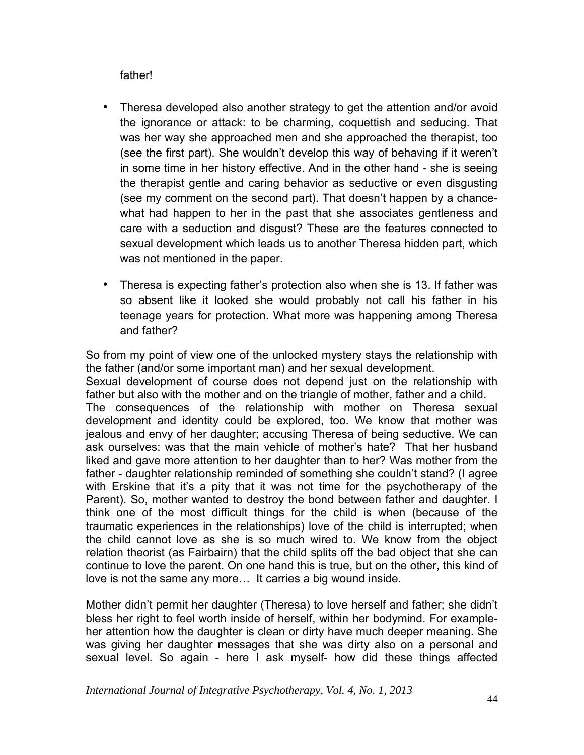father!

- Theresa developed also another strategy to get the attention and/or avoid the ignorance or attack: to be charming, coquettish and seducing. That was her way she approached men and she approached the therapist, too (see the first part). She wouldn't develop this way of behaving if it weren't in some time in her history effective. And in the other hand - she is seeing the therapist gentle and caring behavior as seductive or even disgusting (see my comment on the second part). That doesn't happen by a chance- what had happen to her in the past that she associates gentleness and care with a seduction and disgust? These are the features connected to sexual development which leads us to another Theresa hidden part, which was not mentioned in the paper.
- Theresa is expecting father's protection also when she is 13. If father was so absent like it looked she would probably not call his father in his teenage years for protection. What more was happening among Theresa and father?

So from my point of view one of the unlocked mystery stays the relationship with the father (and/or some important man) and her sexual development.
Sexual development of course does not depend just on the relationship with father but also with the mother and on the triangle of mother, father and a child.
The consequences of the relationship with mother on Theresa sexual development and identity could be explored, too. We know that mother was jealous and envy of her daughter; accusing Theresa of being seductive. We can ask ourselves: was that the main vehicle of mother's hate? That her husband liked and gave more attention to her daughter than to her? Was mother from the father - daughter relationship reminded of something she couldn't stand? (I agree with Erskine that it's a pity that it was not time for the psychotherapy of the Parent). So, mother wanted to destroy the bond between father and daughter. I think one of the most difficult things for the child is when (because of the traumatic experiences in the relationships) love of the child is interrupted; when the child cannot love as she is so much wired to. We know from the object relation theorist (as Fairbairn) that the child splits off the bad object that she can continue to love the parent. On one hand this is true, but on the other, this kind of love is not the same any more… It carries a big wound inside.

Mother didn't permit her daughter (Theresa) to love herself and father; she didn't bless her right to feel worth inside of herself, within her bodymind. For example- her attention how the daughter is clean or dirty have much deeper meaning. She was giving her daughter messages that she was dirty also on a personal and sexual level. So again - here I ask myself- how did these things affected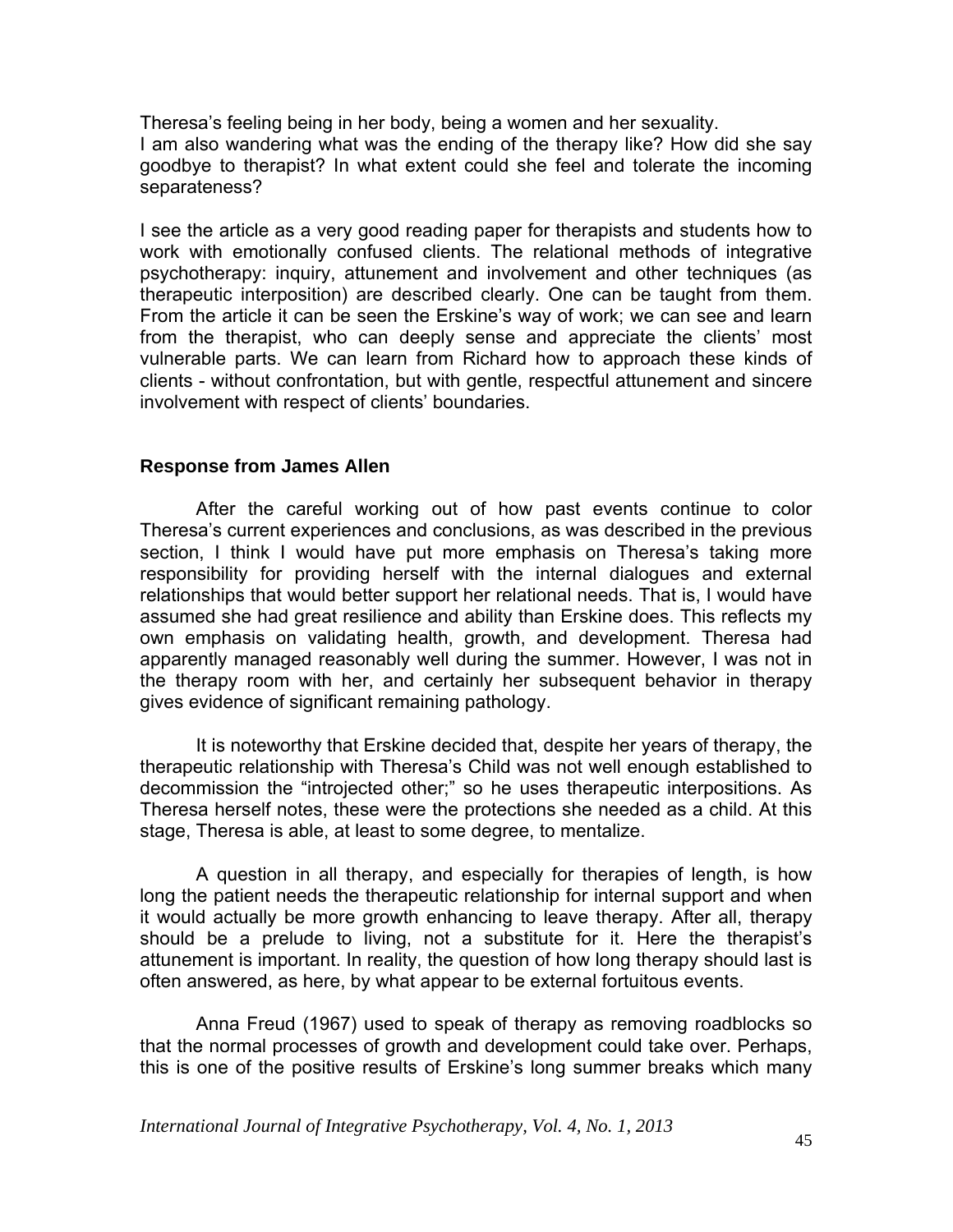Theresa's feeling being in her body, being a women and her sexuality.
I am also wandering what was the ending of the therapy like? How did she say goodbye to therapist? In what extent could she feel and tolerate the incoming separateness?

I see the article as a very good reading paper for therapists and students how to work with emotionally confused clients. The relational methods of integrative psychotherapy: inquiry, attunement and involvement and other techniques (as therapeutic interposition) are described clearly. One can be taught from them. From the article it can be seen the Erskine's way of work; we can see and learn from the therapist, who can deeply sense and appreciate the clients' most vulnerable parts. We can learn from Richard how to approach these kinds of clients - without confrontation, but with gentle, respectful attunement and sincere involvement with respect of clients' boundaries.

### Response from James Allen

After the careful working out of how past events continue to color Theresa's current experiences and conclusions, as was described in the previous section, I think I would have put more emphasis on Theresa's taking more responsibility for providing herself with the internal dialogues and external relationships that would better support her relational needs. That is, I would have assumed she had great resilience and ability than Erskine does. This reflects my own emphasis on validating health, growth, and development. Theresa had apparently managed reasonably well during the summer. However, I was not in the therapy room with her, and certainly her subsequent behavior in therapy gives evidence of significant remaining pathology.

It is noteworthy that Erskine decided that, despite her years of therapy, the therapeutic relationship with Theresa's Child was not well enough established to decommission the "introjected other;" so he uses therapeutic interpositions. As Theresa herself notes, these were the protections she needed as a child. At this stage, Theresa is able, at least to some degree, to mentalize.

A question in all therapy, and especially for therapies of length, is how long the patient needs the therapeutic relationship for internal support and when it would actually be more growth enhancing to leave therapy. After all, therapy should be a prelude to living, not a substitute for it. Here the therapist's attunement is important. In reality, the question of how long therapy should last is often answered, as here, by what appear to be external fortuitous events.

Anna Freud (1967) used to speak of therapy as removing roadblocks so that the normal processes of growth and development could take over. Perhaps, this is one of the positive results of Erskine's long summer breaks which many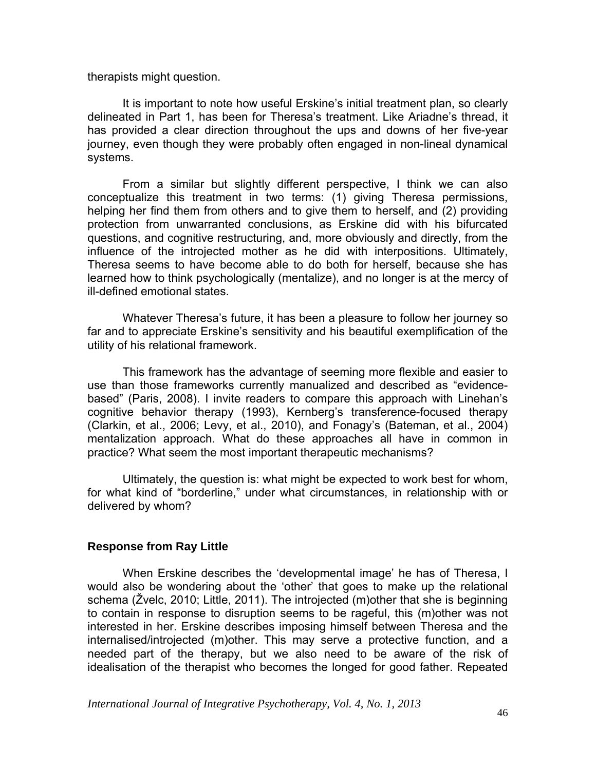therapists might question.

It is important to note how useful Erskine's initial treatment plan, so clearly delineated in Part 1, has been for Theresa's treatment. Like Ariadne's thread, it has provided a clear direction throughout the ups and downs of her five-year journey, even though they were probably often engaged in non-lineal dynamical systems.

From a similar but slightly different perspective, I think we can also conceptualize this treatment in two terms: (1) giving Theresa permissions, helping her find them from others and to give them to herself, and (2) providing protection from unwarranted conclusions, as Erskine did with his bifurcated questions, and cognitive restructuring, and, more obviously and directly, from the influence of the introjected mother as he did with interpositions. Ultimately, Theresa seems to have become able to do both for herself, because she has learned how to think psychologically (mentalize), and no longer is at the mercy of ill-defined emotional states.

Whatever Theresa's future, it has been a pleasure to follow her journey so far and to appreciate Erskine's sensitivity and his beautiful exemplification of the utility of his relational framework.

This framework has the advantage of seeming more flexible and easier to use than those frameworks currently manualized and described as "evidence-based" (Paris, 2008). I invite readers to compare this approach with Linehan's cognitive behavior therapy (1993), Kernberg's transference-focused therapy (Clarkin, et al., 2006; Levy, et al., 2010), and Fonagy's (Bateman, et al., 2004) mentalization approach. What do these approaches all have in common in practice? What seem the most important therapeutic mechanisms?

Ultimately, the question is: what might be expected to work best for whom, for what kind of "borderline," under what circumstances, in relationship with or delivered by whom?

### Response from Ray Little

When Erskine describes the 'developmental image' he has of Theresa, I would also be wondering about the 'other' that goes to make up the relational schema (Žvelc, 2010; Little, 2011). The introjected (m)other that she is beginning to contain in response to disruption seems to be rageful, this (m)other was not interested in her. Erskine describes imposing himself between Theresa and the internalised/introjected (m)other. This may serve a protective function, and a needed part of the therapy, but we also need to be aware of the risk of idealisation of the therapist who becomes the longed for good father. Repeated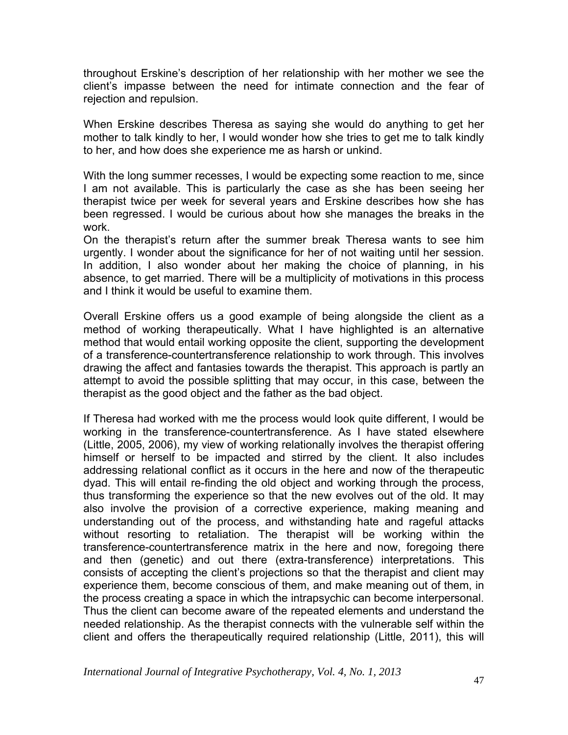throughout Erskine's description of her relationship with her mother we see the client's impasse between the need for intimate connection and the fear of rejection and repulsion.

When Erskine describes Theresa as saying she would do anything to get her mother to talk kindly to her, I would wonder how she tries to get me to talk kindly to her, and how does she experience me as harsh or unkind.

With the long summer recesses, I would be expecting some reaction to me, since I am not available. This is particularly the case as she has been seeing her therapist twice per week for several years and Erskine describes how she has been regressed. I would be curious about how she manages the breaks in the work.

On the therapist's return after the summer break Theresa wants to see him urgently. I wonder about the significance for her of not waiting until her session. In addition, I also wonder about her making the choice of planning, in his absence, to get married. There will be a multiplicity of motivations in this process and I think it would be useful to examine them.

Overall Erskine offers us a good example of being alongside the client as a method of working therapeutically. What I have highlighted is an alternative method that would entail working opposite the client, supporting the development of a transference-countertransference relationship to work through. This involves drawing the affect and fantasies towards the therapist. This approach is partly an attempt to avoid the possible splitting that may occur, in this case, between the therapist as the good object and the father as the bad object.

If Theresa had worked with me the process would look quite different, I would be working in the transference-countertransference. As I have stated elsewhere (Little, 2005, 2006), my view of working relationally involves the therapist offering himself or herself to be impacted and stirred by the client. It also includes addressing relational conflict as it occurs in the here and now of the therapeutic dyad. This will entail re-finding the old object and working through the process, thus transforming the experience so that the new evolves out of the old. It may also involve the provision of a corrective experience, making meaning and understanding out of the process, and withstanding hate and rageful attacks without resorting to retaliation. The therapist will be working within the transference-countertransference matrix in the here and now, foregoing there and then (genetic) and out there (extra-transference) interpretations. This consists of accepting the client's projections so that the therapist and client may experience them, become conscious of them, and make meaning out of them, in the process creating a space in which the intrapsychic can become interpersonal. Thus the client can become aware of the repeated elements and understand the needed relationship. As the therapist connects with the vulnerable self within the client and offers the therapeutically required relationship (Little, 2011), this will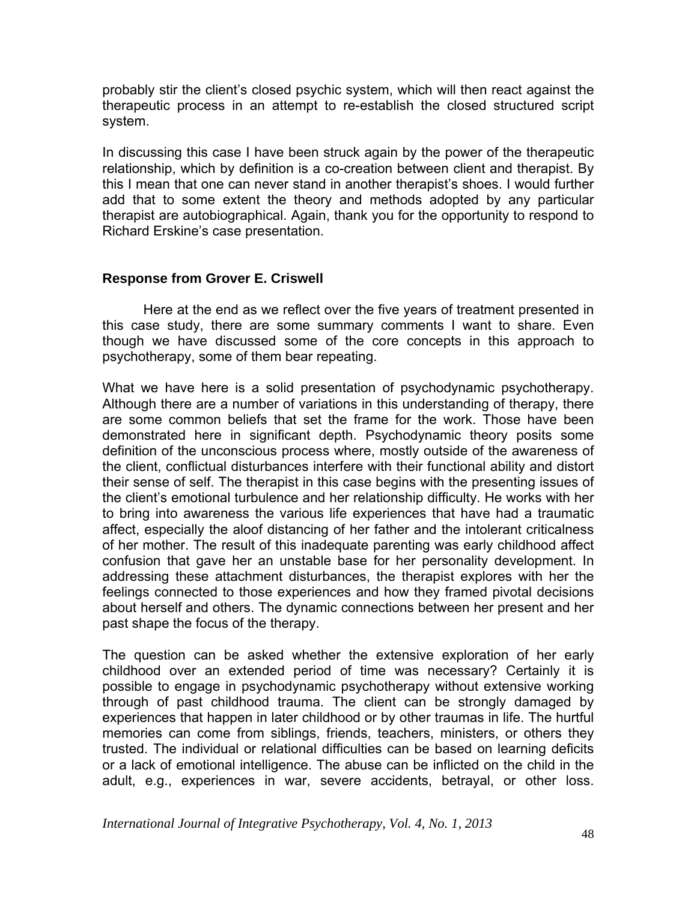probably stir the client's closed psychic system, which will then react against the therapeutic process in an attempt to re-establish the closed structured script system.

In discussing this case I have been struck again by the power of the therapeutic relationship, which by definition is a co-creation between client and therapist. By this I mean that one can never stand in another therapist's shoes. I would further add that to some extent the theory and methods adopted by any particular therapist are autobiographical. Again, thank you for the opportunity to respond to Richard Erskine's case presentation.

### Response from Grover E. Criswell

Here at the end as we reflect over the five years of treatment presented in this case study, there are some summary comments I want to share. Even though we have discussed some of the core concepts in this approach to psychotherapy, some of them bear repeating.

What we have here is a solid presentation of psychodynamic psychotherapy. Although there are a number of variations in this understanding of therapy, there are some common beliefs that set the frame for the work. Those have been demonstrated here in significant depth. Psychodynamic theory posits some definition of the unconscious process where, mostly outside of the awareness of the client, conflictual disturbances interfere with their functional ability and distort their sense of self. The therapist in this case begins with the presenting issues of the client's emotional turbulence and her relationship difficulty. He works with her to bring into awareness the various life experiences that have had a traumatic affect, especially the aloof distancing of her father and the intolerant criticalness of her mother. The result of this inadequate parenting was early childhood affect confusion that gave her an unstable base for her personality development. In addressing these attachment disturbances, the therapist explores with her the feelings connected to those experiences and how they framed pivotal decisions about herself and others. The dynamic connections between her present and her past shape the focus of the therapy.

The question can be asked whether the extensive exploration of her early childhood over an extended period of time was necessary? Certainly it is possible to engage in psychodynamic psychotherapy without extensive working through of past childhood trauma. The client can be strongly damaged by experiences that happen in later childhood or by other traumas in life. The hurtful memories can come from siblings, friends, teachers, ministers, or others they trusted. The individual or relational difficulties can be based on learning deficits or a lack of emotional intelligence. The abuse can be inflicted on the child in the adult, e.g., experiences in war, severe accidents, betrayal, or other loss.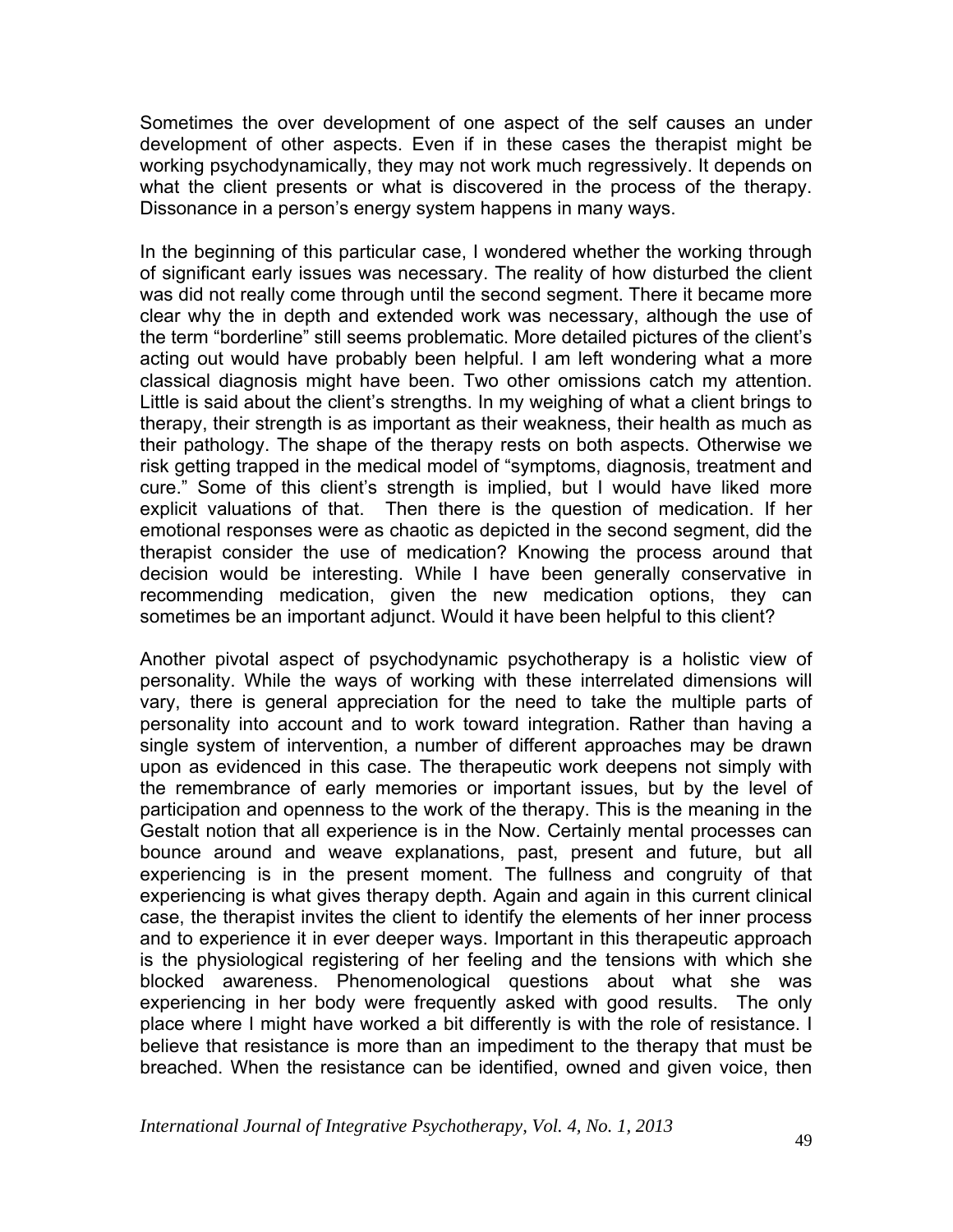Sometimes the over development of one aspect of the self causes an under development of other aspects. Even if in these cases the therapist might be working psychodynamically, they may not work much regressively. It depends on what the client presents or what is discovered in the process of the therapy. Dissonance in a person's energy system happens in many ways.

In the beginning of this particular case, I wondered whether the working through of significant early issues was necessary. The reality of how disturbed the client was did not really come through until the second segment. There it became more clear why the in depth and extended work was necessary, although the use of the term "borderline" still seems problematic. More detailed pictures of the client's acting out would have probably been helpful. I am left wondering what a more classical diagnosis might have been. Two other omissions catch my attention. Little is said about the client's strengths. In my weighing of what a client brings to therapy, their strength is as important as their weakness, their health as much as their pathology. The shape of the therapy rests on both aspects. Otherwise we risk getting trapped in the medical model of "symptoms, diagnosis, treatment and cure." Some of this client's strength is implied, but I would have liked more explicit valuations of that. Then there is the question of medication. If her emotional responses were as chaotic as depicted in the second segment, did the therapist consider the use of medication? Knowing the process around that decision would be interesting. While I have been generally conservative in recommending medication, given the new medication options, they can sometimes be an important adjunct. Would it have been helpful to this client?

Another pivotal aspect of psychodynamic psychotherapy is a holistic view of personality. While the ways of working with these interrelated dimensions will vary, there is general appreciation for the need to take the multiple parts of personality into account and to work toward integration. Rather than having a single system of intervention, a number of different approaches may be drawn upon as evidenced in this case. The therapeutic work deepens not simply with the remembrance of early memories or important issues, but by the level of participation and openness to the work of the therapy. This is the meaning in the Gestalt notion that all experience is in the Now. Certainly mental processes can bounce around and weave explanations, past, present and future, but all experiencing is in the present moment. The fullness and congruity of that experiencing is what gives therapy depth. Again and again in this current clinical case, the therapist invites the client to identify the elements of her inner process and to experience it in ever deeper ways. Important in this therapeutic approach is the physiological registering of her feeling and the tensions with which she blocked awareness. Phenomenological questions about what she was experiencing in her body were frequently asked with good results. The only place where I might have worked a bit differently is with the role of resistance. I believe that resistance is more than an impediment to the therapy that must be breached. When the resistance can be identified, owned and given voice, then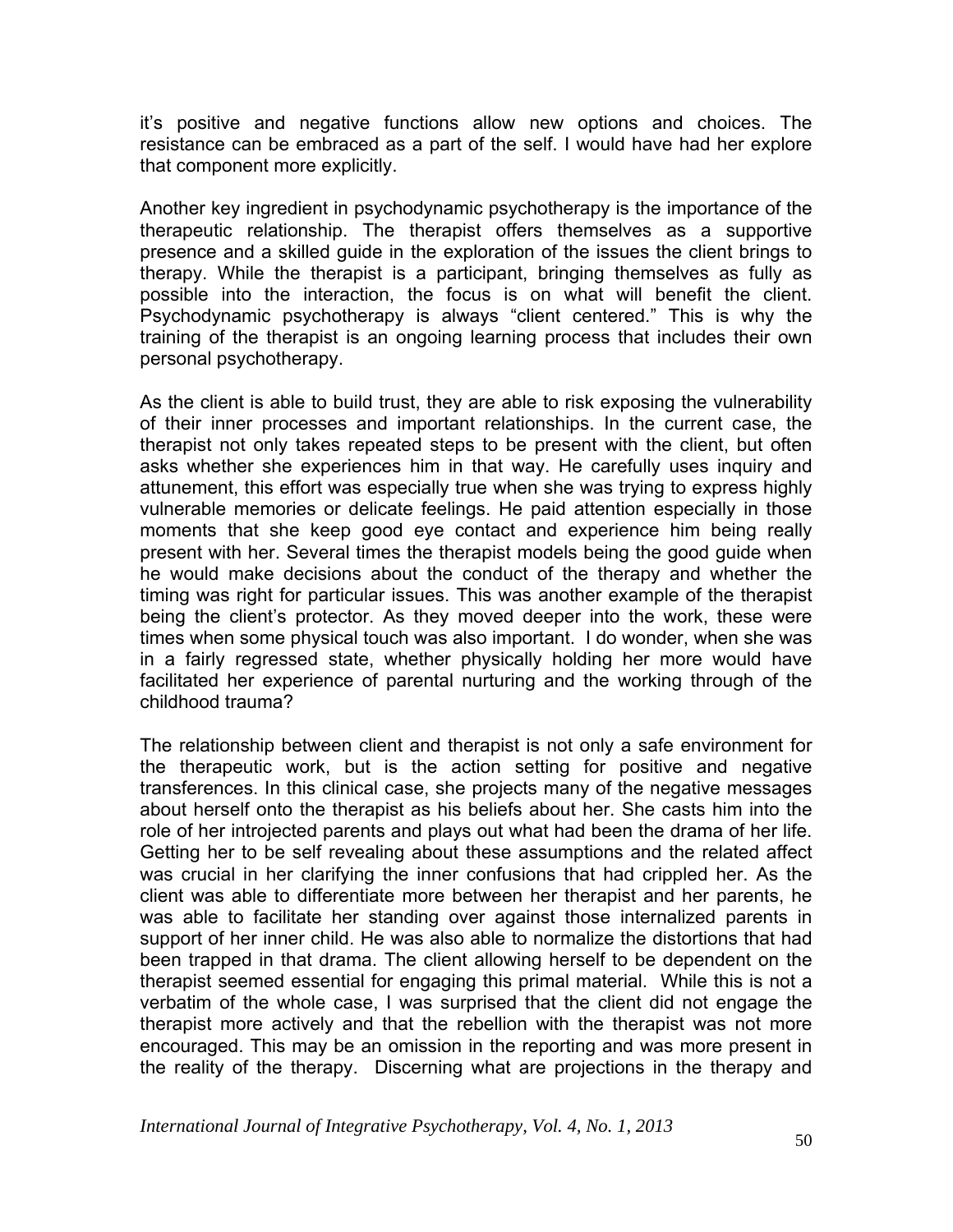it's positive and negative functions allow new options and choices. The resistance can be embraced as a part of the self. I would have had her explore that component more explicitly.

Another key ingredient in psychodynamic psychotherapy is the importance of the therapeutic relationship. The therapist offers themselves as a supportive presence and a skilled guide in the exploration of the issues the client brings to therapy. While the therapist is a participant, bringing themselves as fully as possible into the interaction, the focus is on what will benefit the client. Psychodynamic psychotherapy is always "client centered." This is why the training of the therapist is an ongoing learning process that includes their own personal psychotherapy.

As the client is able to build trust, they are able to risk exposing the vulnerability of their inner processes and important relationships. In the current case, the therapist not only takes repeated steps to be present with the client, but often asks whether she experiences him in that way. He carefully uses inquiry and attunement, this effort was especially true when she was trying to express highly vulnerable memories or delicate feelings. He paid attention especially in those moments that she keep good eye contact and experience him being really present with her. Several times the therapist models being the good guide when he would make decisions about the conduct of the therapy and whether the timing was right for particular issues. This was another example of the therapist being the client's protector. As they moved deeper into the work, these were times when some physical touch was also important. I do wonder, when she was in a fairly regressed state, whether physically holding her more would have facilitated her experience of parental nurturing and the working through of the childhood trauma?

The relationship between client and therapist is not only a safe environment for the therapeutic work, but is the action setting for positive and negative transferences. In this clinical case, she projects many of the negative messages about herself onto the therapist as his beliefs about her. She casts him into the role of her introjected parents and plays out what had been the drama of her life. Getting her to be self revealing about these assumptions and the related affect was crucial in her clarifying the inner confusions that had crippled her. As the client was able to differentiate more between her therapist and her parents, he was able to facilitate her standing over against those internalized parents in support of her inner child. He was also able to normalize the distortions that had been trapped in that drama. The client allowing herself to be dependent on the therapist seemed essential for engaging this primal material. While this is not a verbatim of the whole case, I was surprised that the client did not engage the therapist more actively and that the rebellion with the therapist was not more encouraged. This may be an omission in the reporting and was more present in the reality of the therapy. Discerning what are projections in the therapy and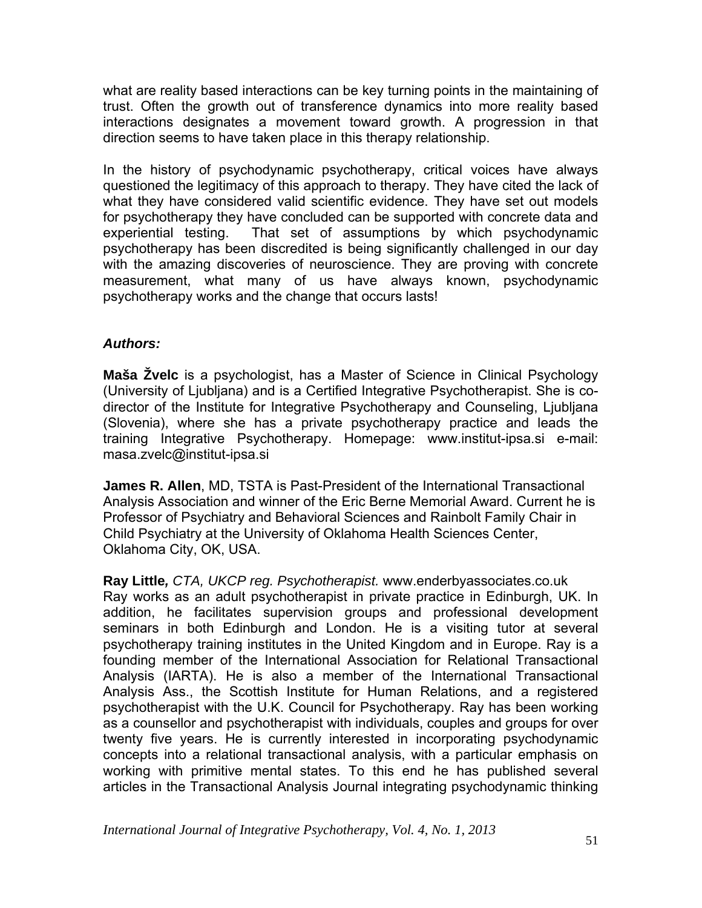what are reality based interactions can be key turning points in the maintaining of trust. Often the growth out of transference dynamics into more reality based interactions designates a movement toward growth. A progression in that direction seems to have taken place in this therapy relationship.

In the history of psychodynamic psychotherapy, critical voices have always questioned the legitimacy of this approach to therapy. They have cited the lack of what they have considered valid scientific evidence. They have set out models for psychotherapy they have concluded can be supported with concrete data and experiential testing. That set of assumptions by which psychodynamic psychotherapy has been discredited is being significantly challenged in our day with the amazing discoveries of neuroscience. They are proving with concrete measurement, what many of us have always known, psychodynamic psychotherapy works and the change that occurs lasts!

### *Authors:*

**Maša Žvelc** is a psychologist, has a Master of Science in Clinical Psychology (University of Ljubljana) and is a Certified Integrative Psychotherapist. She is co-director of the Institute for Integrative Psychotherapy and Counseling, Ljubljana (Slovenia), where she has a private psychotherapy practice and leads the training Integrative Psychotherapy. Homepage: www.institut-ipsa.si e-mail: masa.zvelc@institut-ipsa.si

**James R. Allen**, MD, TSTA is Past-President of the International Transactional Analysis Association and winner of the Eric Berne Memorial Award. Current he is Professor of Psychiatry and Behavioral Sciences and Rainbolt Family Chair in Child Psychiatry at the University of Oklahoma Health Sciences Center, Oklahoma City, OK, USA.

**Ray Little***, CTA, UKCP reg. Psychotherapist.* www.enderbyassociates.co.uk
Ray works as an adult psychotherapist in private practice in Edinburgh, UK. In addition, he facilitates supervision groups and professional development seminars in both Edinburgh and London. He is a visiting tutor at several psychotherapy training institutes in the United Kingdom and in Europe. Ray is a founding member of the International Association for Relational Transactional Analysis (IARTA). He is also a member of the International Transactional Analysis Ass., the Scottish Institute for Human Relations, and a registered psychotherapist with the U.K. Council for Psychotherapy. Ray has been working as a counsellor and psychotherapist with individuals, couples and groups for over twenty five years. He is currently interested in incorporating psychodynamic concepts into a relational transactional analysis, with a particular emphasis on working with primitive mental states. To this end he has published several articles in the Transactional Analysis Journal integrating psychodynamic thinking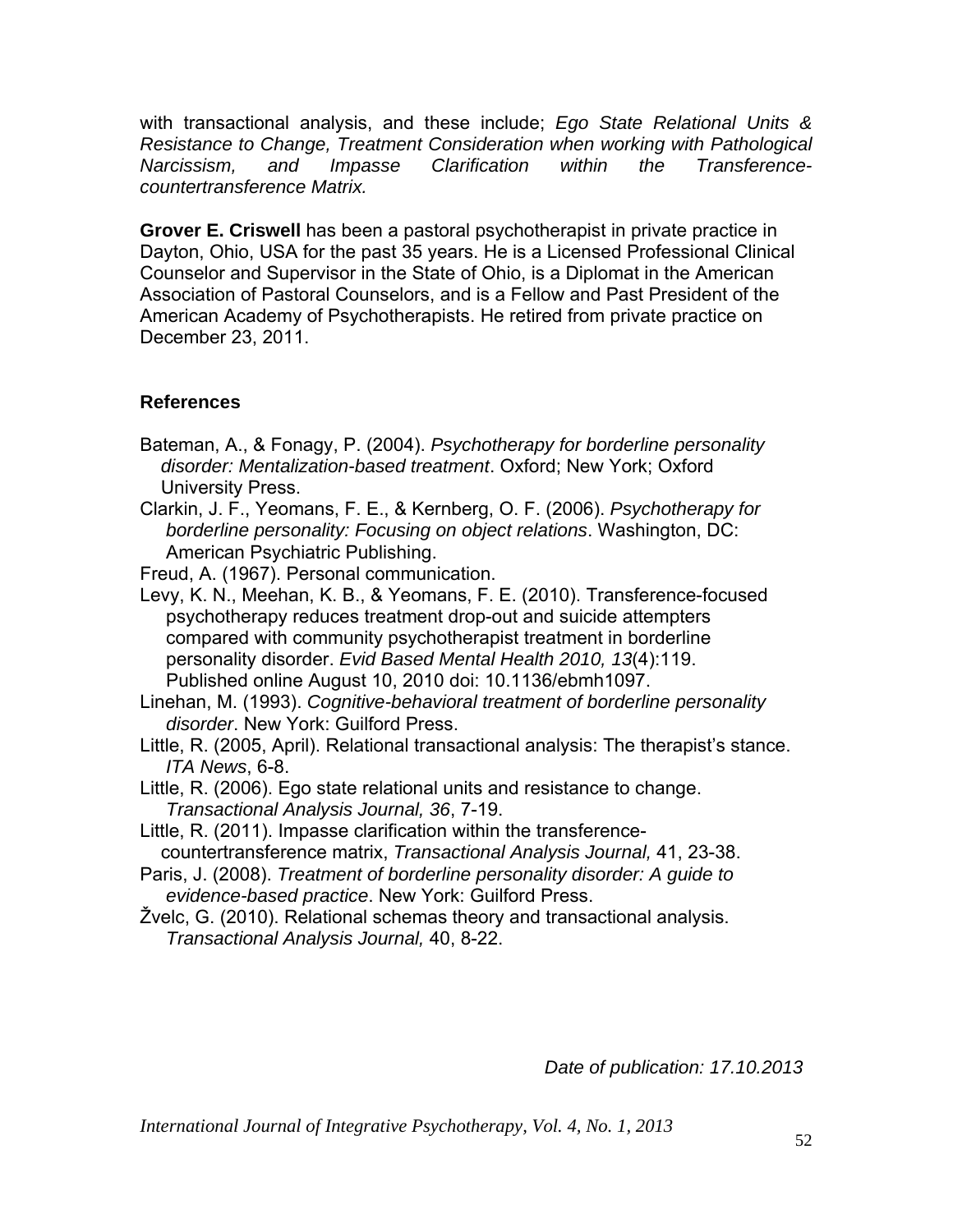with transactional analysis, and these include; *Ego State Relational Units & Resistance to Change, Treatment Consideration when working with Pathological Narcissism, and Impasse Clarification within the Transference-countertransference Matrix.*

**Grover E. Criswell** has been a pastoral psychotherapist in private practice in Dayton, Ohio, USA for the past 35 years. He is a Licensed Professional Clinical Counselor and Supervisor in the State of Ohio, is a Diplomat in the American Association of Pastoral Counselors, and is a Fellow and Past President of the American Academy of Psychotherapists. He retired from private practice on December 23, 2011.

## References

Bateman, A., & Fonagy, P. (2004). *Psychotherapy for borderline personality disorder: Mentalization-based treatment*. Oxford; New York; Oxford University Press.

Clarkin, J. F., Yeomans, F. E., & Kernberg, O. F. (2006). *Psychotherapy for borderline personality: Focusing on object relations*. Washington, DC: American Psychiatric Publishing.

Freud, A. (1967). Personal communication.

Levy, K. N., Meehan, K. B., & Yeomans, F. E. (2010). Transference-focused psychotherapy reduces treatment drop-out and suicide attempters compared with community psychotherapist treatment in borderline personality disorder. *Evid Based Mental Health 2010, 13*(4):119. Published online August 10, 2010 doi: 10.1136/ebmh1097.

Linehan, M. (1993). *Cognitive-behavioral treatment of borderline personality disorder*. New York: Guilford Press.

Little, R. (2005, April). Relational transactional analysis: The therapist's stance. *ITA News*, 6-8.

Little, R. (2006). Ego state relational units and resistance to change. *Transactional Analysis Journal, 36*, 7-19.

Little, R. (2011). Impasse clarification within the transference-countertransference matrix, *Transactional Analysis Journal,* 41, 23-38.

Paris, J. (2008). *Treatment of borderline personality disorder: A guide to evidence-based practice*. New York: Guilford Press.

Žvelc, G. (2010). Relational schemas theory and transactional analysis. *Transactional Analysis Journal,* 40, 8-22.

*Date of publication: 17.10.2013*